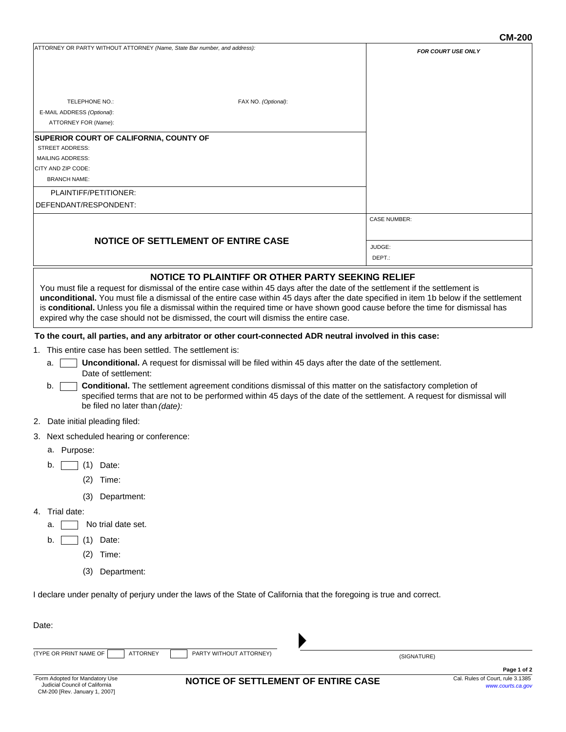**CM-200**

| ATTORNEY OR PARTY WITHOUT ATTORNEY *(Name, State Bar number, and address):* | *FOR COURT USE ONLY* |
|---|---|
| TELEPHONE NO.: FAX NO. *(Optional)*: | |
| E-MAIL ADDRESS *(Optional)*: | |
| ATTORNEY FOR *(Name)*: | |
| **SUPERIOR COURT OF CALIFORNIA, COUNTY OF** | |
| STREET ADDRESS: | |
| MAILING ADDRESS: | |
| CITY AND ZIP CODE: | |
| BRANCH NAME: | |
| PLAINTIFF/PETITIONER: | |
| DEFENDANT/RESPONDENT: | |
| **NOTICE OF SETTLEMENT OF ENTIRE CASE** | CASE NUMBER: |
| | JUDGE: |
| | DEPT.: |

## NOTICE TO PLAINTIFF OR OTHER PARTY SEEKING RELIEF

You must file a request for dismissal of the entire case within 45 days after the date of the settlement if the settlement is **unconditional.** You must file a dismissal of the entire case within 45 days after the date specified in item 1b below if the settlement is **conditional.** Unless you file a dismissal within the required time or have shown good cause before the time for dismissal has expired why the case should not be dismissed, the court will dismiss the entire case.

**To the court, all parties, and any arbitrator or other court-connected ADR neutral involved in this case:**

1. This entire case has been settled. The settlement is:
   - a. ☐ **Unconditional.** A request for dismissal will be filed within 45 days after the date of the settlement.
     Date of settlement:
   - b. ☐ **Conditional.** The settlement agreement conditions dismissal of this matter on the satisfactory completion of specified terms that are not to be performed within 45 days of the date of the settlement. A request for dismissal will be filed no later than *(date):*
2. Date initial pleading filed:
3. Next scheduled hearing or conference:
   - a. Purpose:
   - b. ☐ (1) Date:
     - (2) Time:
     - (3) Department:
4. Trial date:
   - a. ☐ No trial date set.
   - b. ☐ (1) Date:
     - (2) Time:
     - (3) Department:

I declare under penalty of perjury under the laws of the State of California that the foregoing is true and correct.

Date:

(TYPE OR PRINT NAME OF ☐ ATTORNEY ☐ PARTY WITHOUT ATTORNEY) ▶ (SIGNATURE)

Form Adopted for Mandatory Use
Judicial Council of California
CM-200 [Rev. January 1, 2007]

**NOTICE OF SETTLEMENT OF ENTIRE CASE**

Cal. Rules of Court, rule 3.1385
www.courts.ca.gov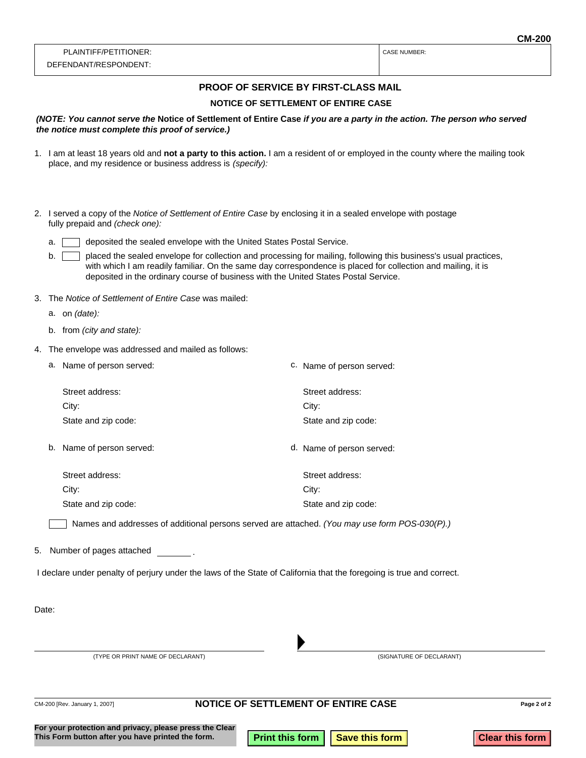CM-200

| PLAINTIFF/PETITIONER: | CASE NUMBER: |
|---|---|
| DEFENDANT/RESPONDENT: | |

## PROOF OF SERVICE BY FIRST-CLASS MAIL

### NOTICE OF SETTLEMENT OF ENTIRE CASE

***(NOTE: You cannot serve the* Notice of Settlement of Entire Case *if you are a party in the action. The person who served the notice must complete this proof of service.)***

1. I am at least 18 years old and **not a party to this action.** I am a resident of or employed in the county where the mailing took place, and my residence or business address is *(specify):*

2. I served a copy of the *Notice of Settlement of Entire Case* by enclosing it in a sealed envelope with postage fully prepaid and *(check one):*

   a. ☐ deposited the sealed envelope with the United States Postal Service.

   b. ☐ placed the sealed envelope for collection and processing for mailing, following this business's usual practices, with which I am readily familiar. On the same day correspondence is placed for collection and mailing, it is deposited in the ordinary course of business with the United States Postal Service.

3. The *Notice of Settlement of Entire Case* was mailed:

   a. on *(date):*

   b. from *(city and state):*

4. The envelope was addressed and mailed as follows:

   a. Name of person served:

      Street address:
      City:
      State and zip code:

   b. Name of person served:

      Street address:
      City:
      State and zip code:

   c. Name of person served:

      Street address:
      City:
      State and zip code:

   d. Name of person served:

      Street address:
      City:
      State and zip code:

   ☐ Names and addresses of additional persons served are attached. *(You may use form POS-030(P).)*

5. Number of pages attached \_\_\_\_\_\_\_ .

I declare under penalty of perjury under the laws of the State of California that the foregoing is true and correct.

Date:

\_\_\_\_\_\_\_\_\_\_\_\_\_\_\_\_\_\_\_\_\_\_\_\_\_\_\_\_\_\_ ▶ \_\_\_\_\_\_\_\_\_\_\_\_\_\_\_\_\_\_\_\_\_\_\_\_\_\_\_\_\_\_

(TYPE OR PRINT NAME OF DECLARANT) (SIGNATURE OF DECLARANT)

CM-200 [Rev. January 1, 2007] **NOTICE OF SETTLEMENT OF ENTIRE CASE**

**For your protection and privacy, please press the Clear This Form button after you have printed the form.**

Print this form | Save this form | Clear this form